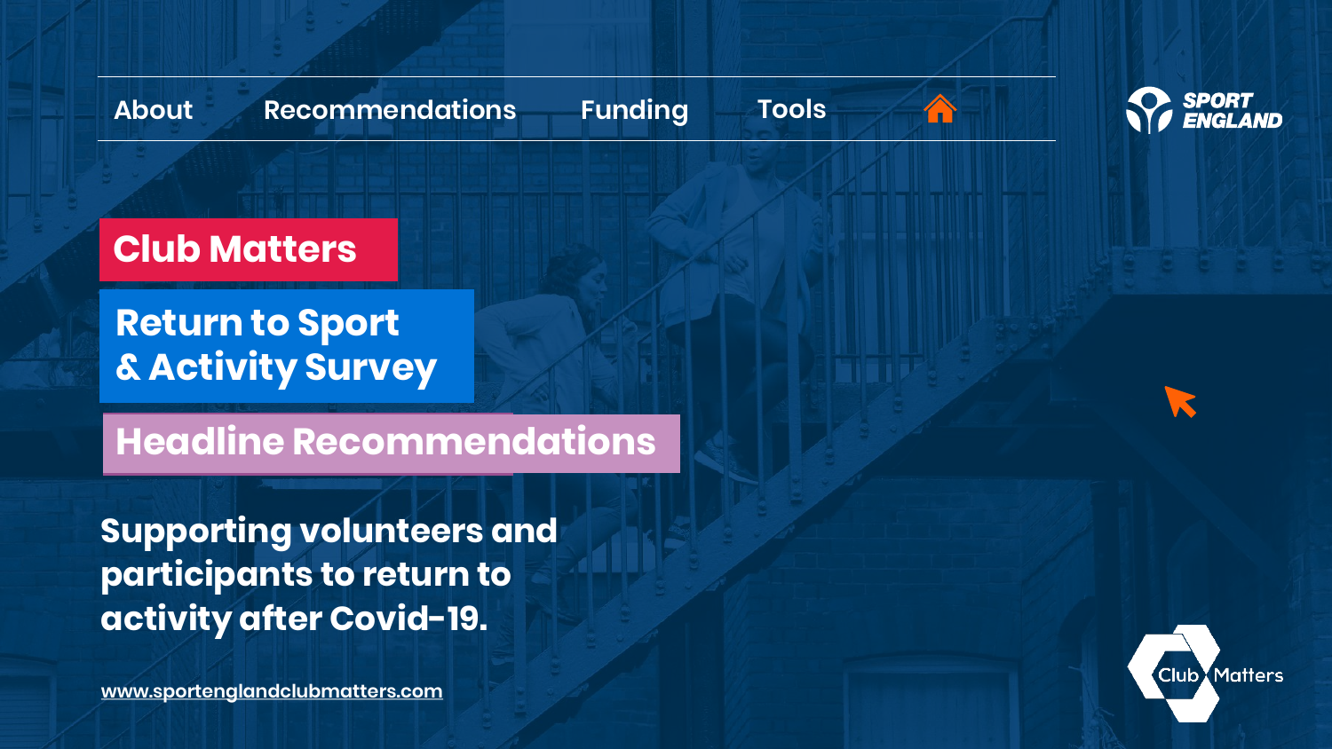About | Recommendations | Funding | Tools

SPORT ENGLAND

# Club Matters

## Return to Sport & Activity Survey

## Headline Recommendations

**Supporting volunteers and participants to return to activity after Covid-19.**

www.sportenglandclubmatters.com

Club Matters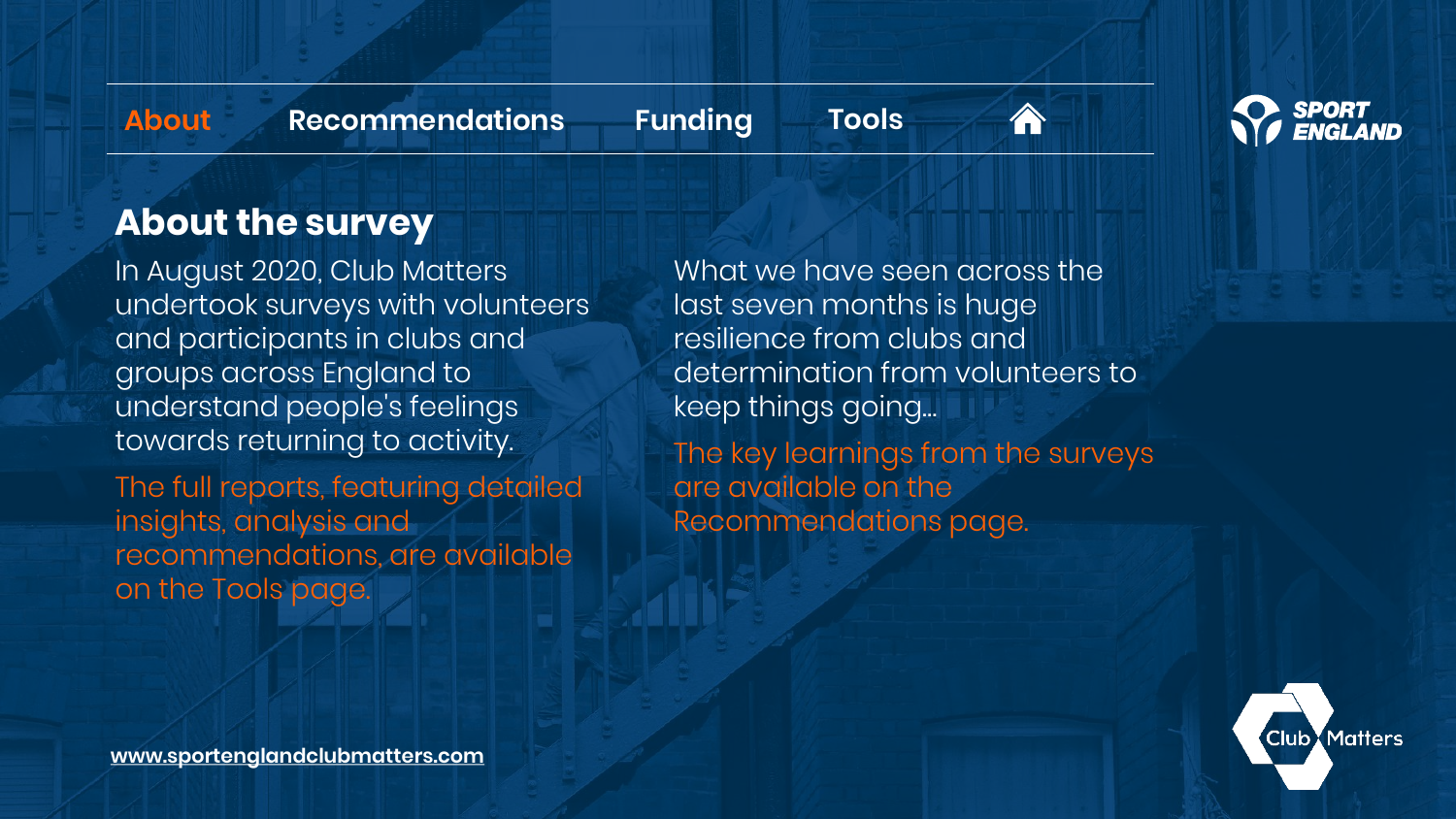About | Recommendations | Funding | Tools

## About the survey

In August 2020, Club Matters undertook surveys with volunteers and participants in clubs and groups across England to understand people's feelings towards returning to activity.

The full reports, featuring detailed insights, analysis and recommendations, are available on the Tools page.

What we have seen across the last seven months is huge resilience from clubs and determination from volunteers to keep things going...

The key learnings from the surveys are available on the Recommendations page.

www.sportenglandclubmatters.com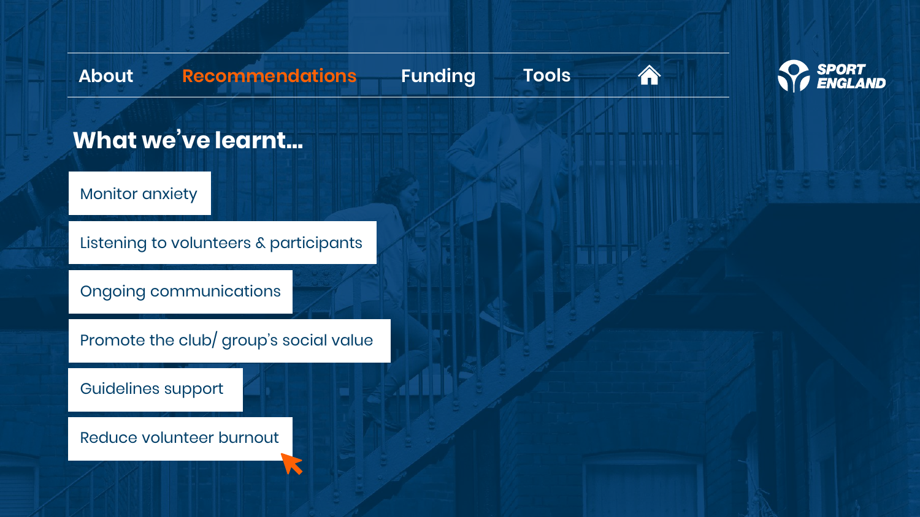About | Recommendations | Funding | Tools

SPORT ENGLAND

# What we've learnt...

- Monitor anxiety
- Listening to volunteers & participants
- Ongoing communications
- Promote the club/ group's social value
- Guidelines support
- Reduce volunteer burnout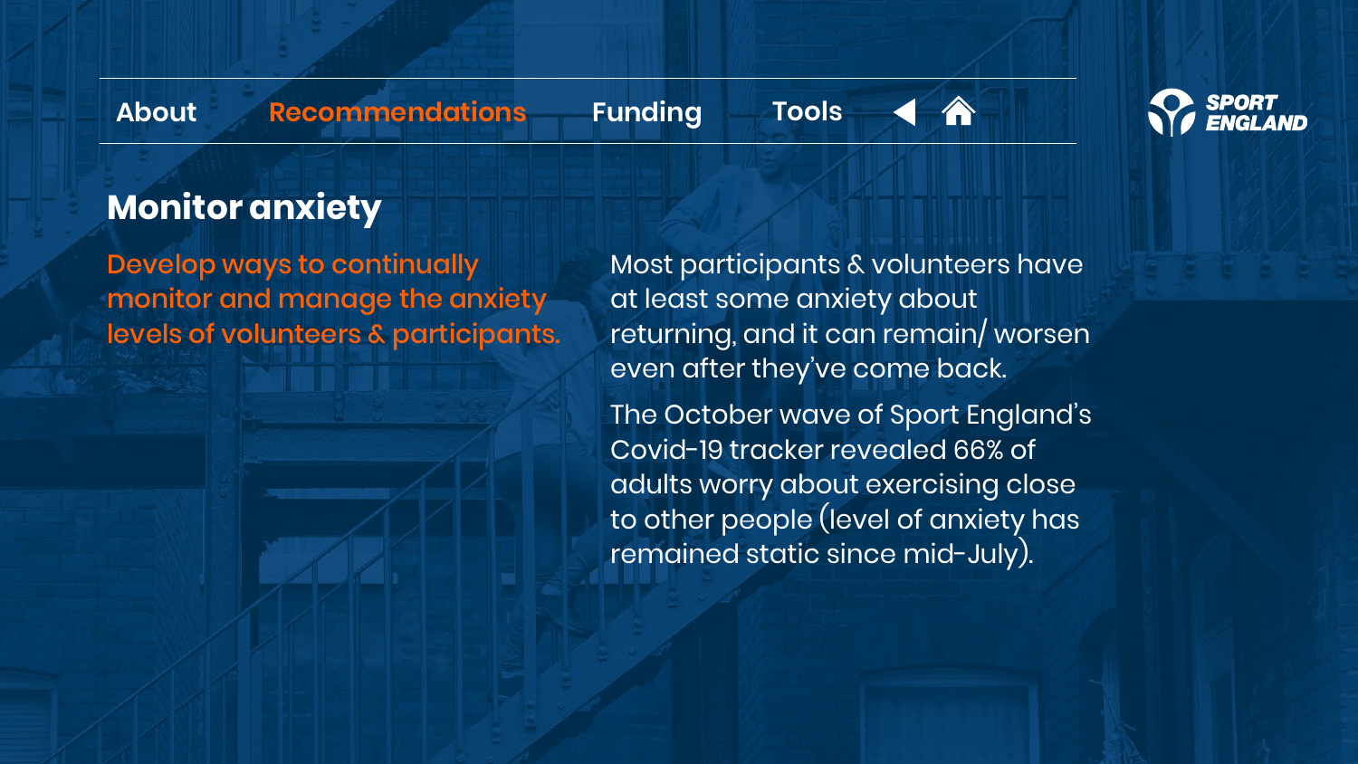## Monitor anxiety

**Develop ways to continually monitor and manage the anxiety levels of volunteers & participants.**

Most participants & volunteers have at least some anxiety about returning, and it can remain/ worsen even after they've come back.

The October wave of Sport England's Covid-19 tracker revealed 66% of adults worry about exercising close to other people (level of anxiety has remained static since mid-July).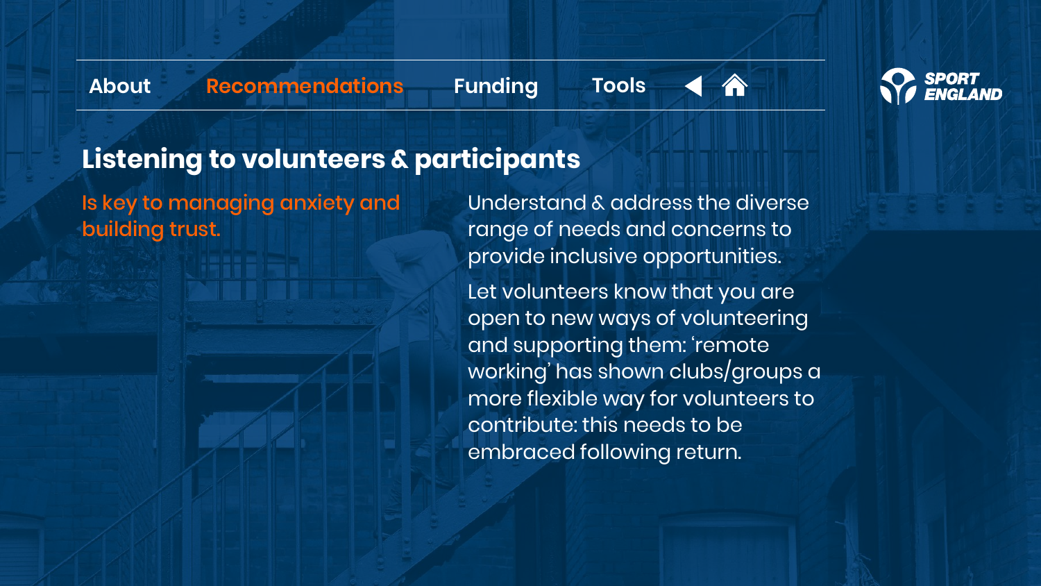## Listening to volunteers & participants

Is key to managing anxiety and building trust.

Understand & address the diverse range of needs and concerns to provide inclusive opportunities.

Let volunteers know that you are open to new ways of volunteering and supporting them: 'remote working' has shown clubs/groups a more flexible way for volunteers to contribute: this needs to be embraced following return.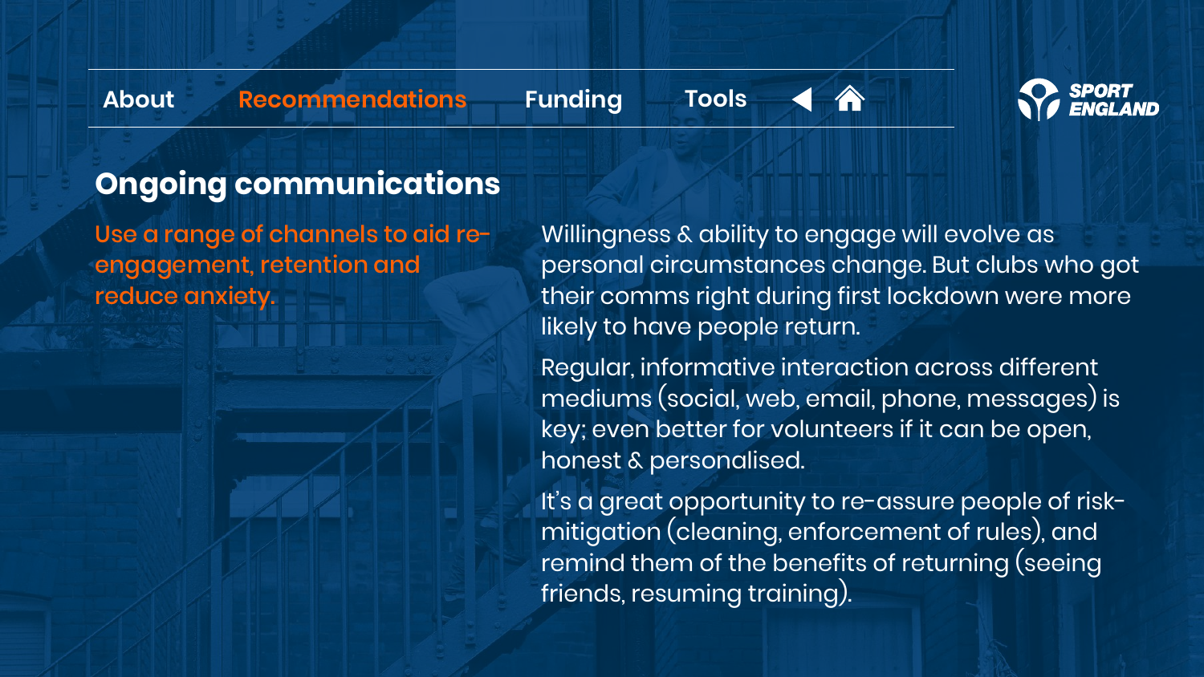## Ongoing communications

**Use a range of channels to aid re-engagement, retention and reduce anxiety.**

Willingness & ability to engage will evolve as personal circumstances change. But clubs who got their comms right during first lockdown were more likely to have people return.

Regular, informative interaction across different mediums (social, web, email, phone, messages) is key; even better for volunteers if it can be open, honest & personalised.

It's a great opportunity to re-assure people of risk-mitigation (cleaning, enforcement of rules), and remind them of the benefits of returning (seeing friends, resuming training).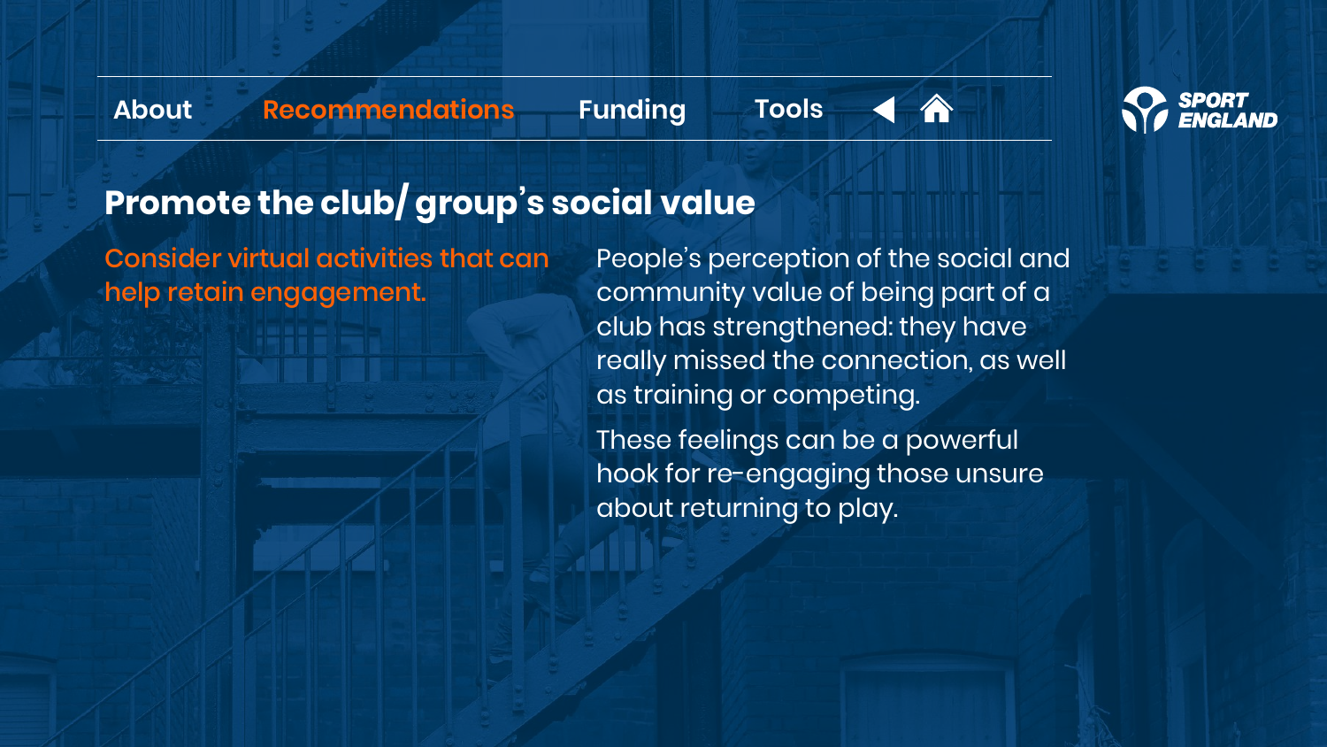## Promote the club/ group's social value

Consider virtual activities that can help retain engagement.

People's perception of the social and community value of being part of a club has strengthened: they have really missed the connection, as well as training or competing.

These feelings can be a powerful hook for re-engaging those unsure about returning to play.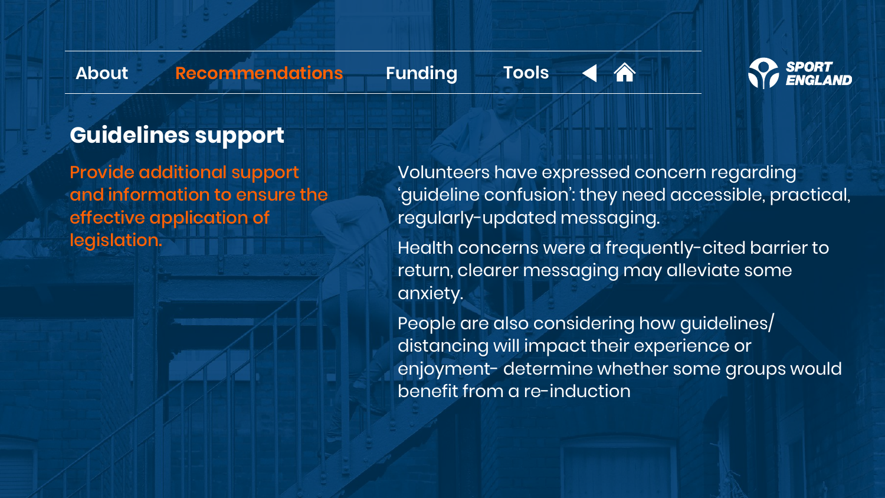## Guidelines support

**Provide additional support and information to ensure the effective application of legislation.**

Volunteers have expressed concern regarding ‘guideline confusion’: they need accessible, practical, regularly-updated messaging.

Health concerns were a frequently-cited barrier to return, clearer messaging may alleviate some anxiety.

People are also considering how guidelines/ distancing will impact their experience or enjoyment- determine whether some groups would benefit from a re-induction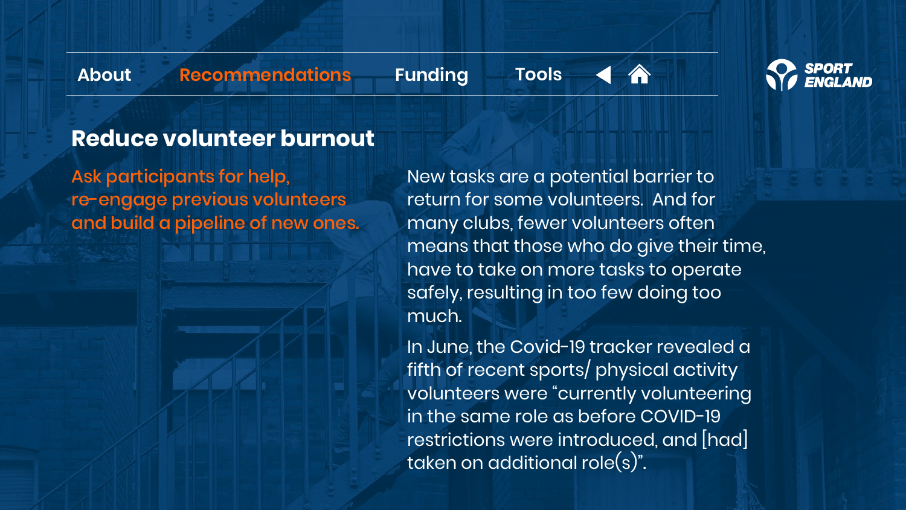## Reduce volunteer burnout

Ask participants for help, re-engage previous volunteers and build a pipeline of new ones.

New tasks are a potential barrier to return for some volunteers. And for many clubs, fewer volunteers often means that those who do give their time, have to take on more tasks to operate safely, resulting in too few doing too much.

In June, the Covid-19 tracker revealed a fifth of recent sports/ physical activity volunteers were "currently volunteering in the same role as before COVID-19 restrictions were introduced, and [had] taken on additional role(s)".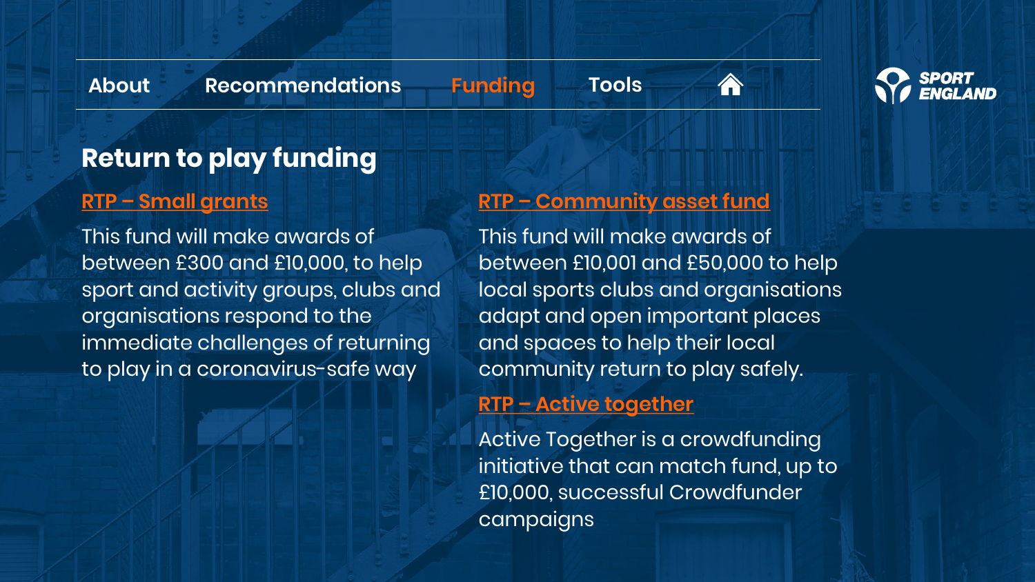About Recommendations Funding Tools

## Return to play funding

### RTP – Small grants

This fund will make awards of between £300 and £10,000, to help sport and activity groups, clubs and organisations respond to the immediate challenges of returning to play in a coronavirus-safe way

### RTP – Community asset fund

This fund will make awards of between £10,001 and £50,000 to help local sports clubs and organisations adapt and open important places and spaces to help their local community return to play safely.

### RTP – Active together

Active Together is a crowdfunding initiative that can match fund, up to £10,000, successful Crowdfunder campaigns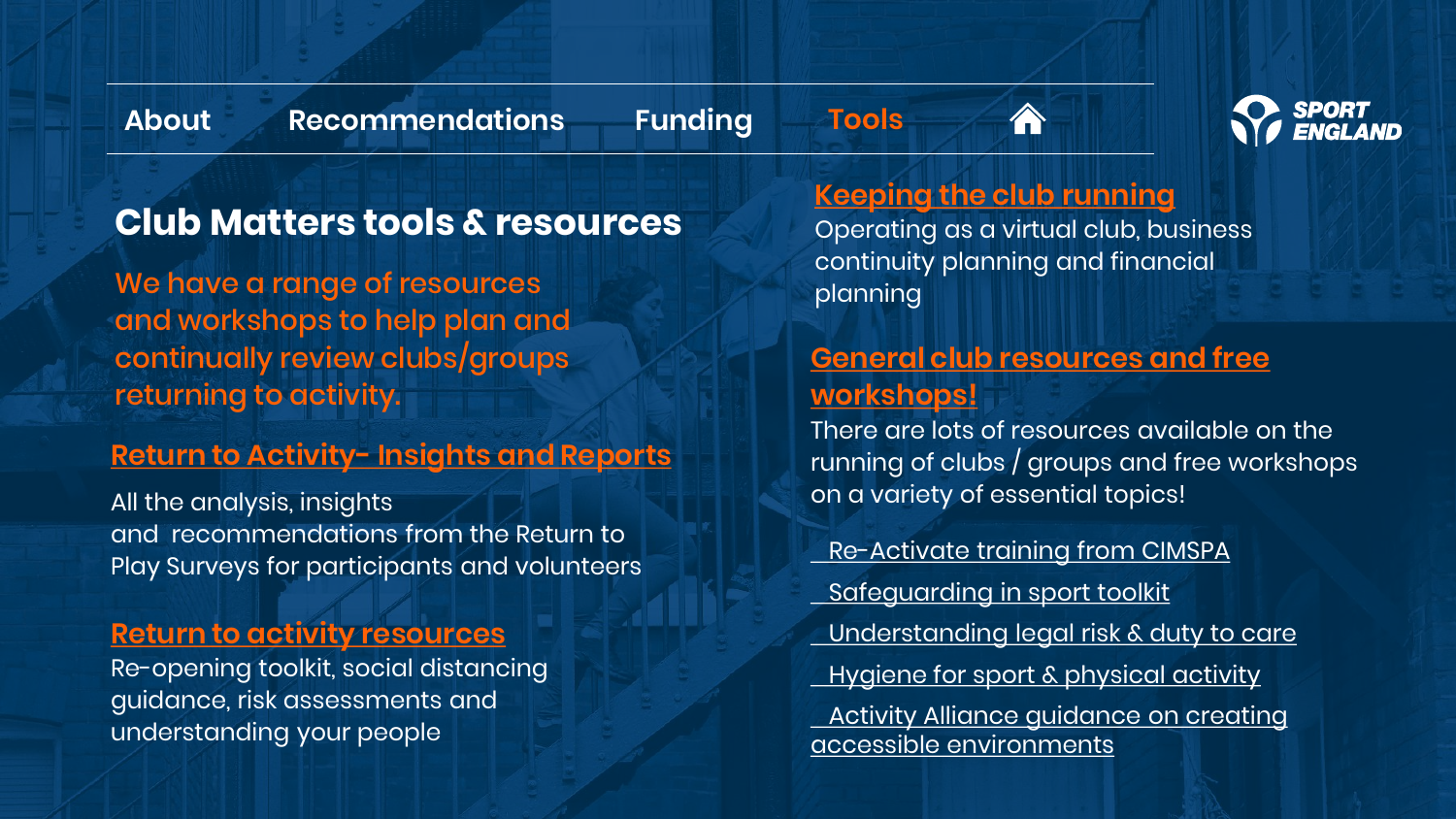About | Recommendations | Funding | Tools

# Club Matters tools & resources

We have a range of resources and workshops to help plan and continually review clubs/groups returning to activity.

## Return to Activity- Insights and Reports

All the analysis, insights and recommendations from the Return to Play Surveys for participants and volunteers

## Return to activity resources

Re-opening toolkit, social distancing guidance, risk assessments and understanding your people

## Keeping the club running

Operating as a virtual club, business continuity planning and financial planning

## General club resources and free workshops!

There are lots of resources available on the running of clubs / groups and free workshops on a variety of essential topics!

- Re-Activate training from CIMSPA
- Safeguarding in sport toolkit
- Understanding legal risk & duty to care
- Hygiene for sport & physical activity
- Activity Alliance guidance on creating accessible environments